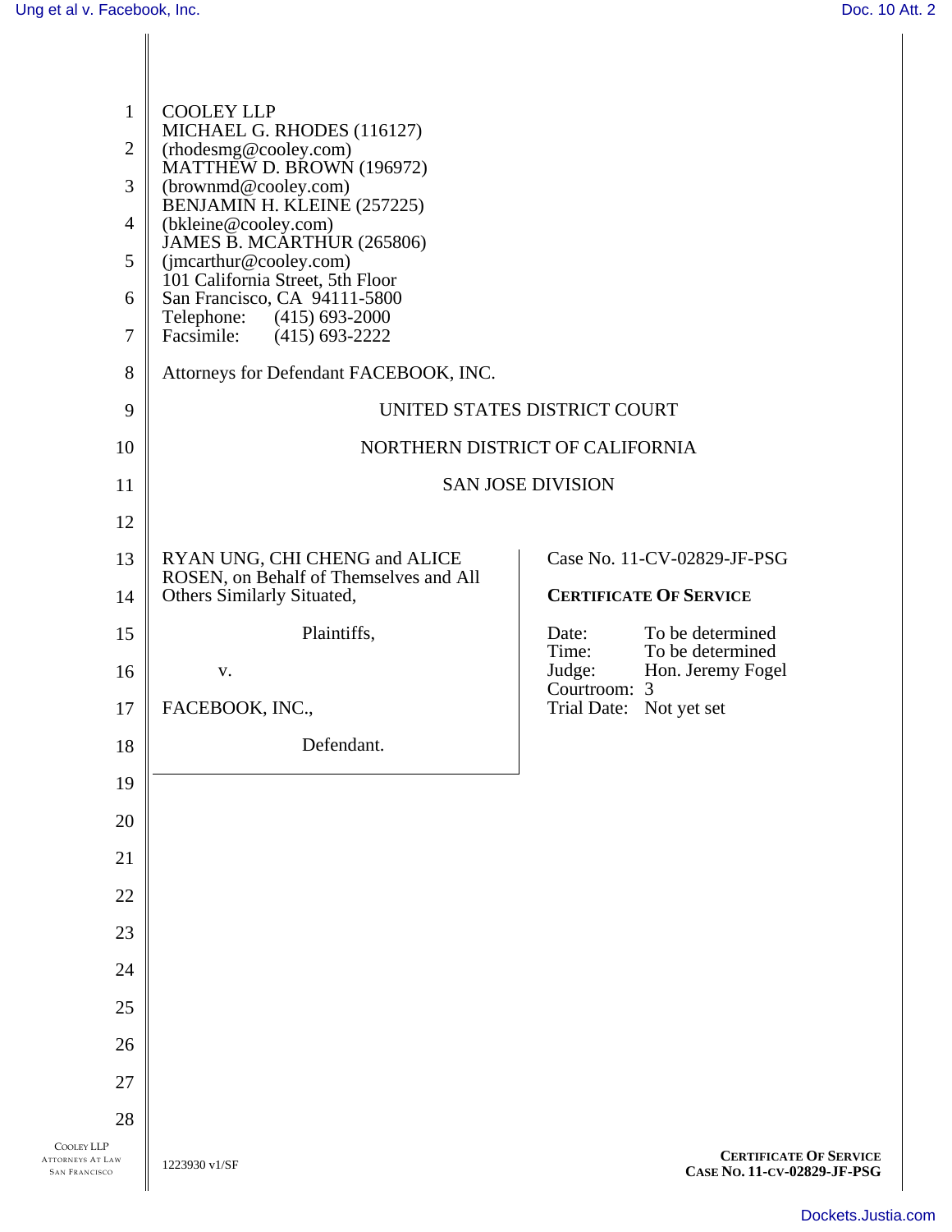COOLEY LLP
MICHAEL G. RHODES (116127)
(rhodesmg@cooley.com)
MATTHEW D. BROWN (196972)
(brownmd@cooley.com)
BENJAMIN H. KLEINE (257225)
(bkleine@cooley.com)
JAMES B. MCARTHUR (265806)
(jmcarthur@cooley.com)
101 California Street, 5th Floor
San Francisco, CA 94111-5800
Telephone: (415) 693-2000
Facsimile: (415) 693-2222

Attorneys for Defendant FACEBOOK, INC.

UNITED STATES DISTRICT COURT

NORTHERN DISTRICT OF CALIFORNIA

SAN JOSE DIVISION

RYAN UNG, CHI CHENG and ALICE ROSEN, on Behalf of Themselves and All Others Similarly Situated,

Plaintiffs,

v.

FACEBOOK, INC.,

Defendant.

Case No. 11-CV-02829-JF-PSG

**CERTIFICATE OF SERVICE**

Date: To be determined
Time: To be determined
Judge: Hon. Jeremy Fogel
Courtroom: 3
Trial Date: Not yet set

1223930 v1/SF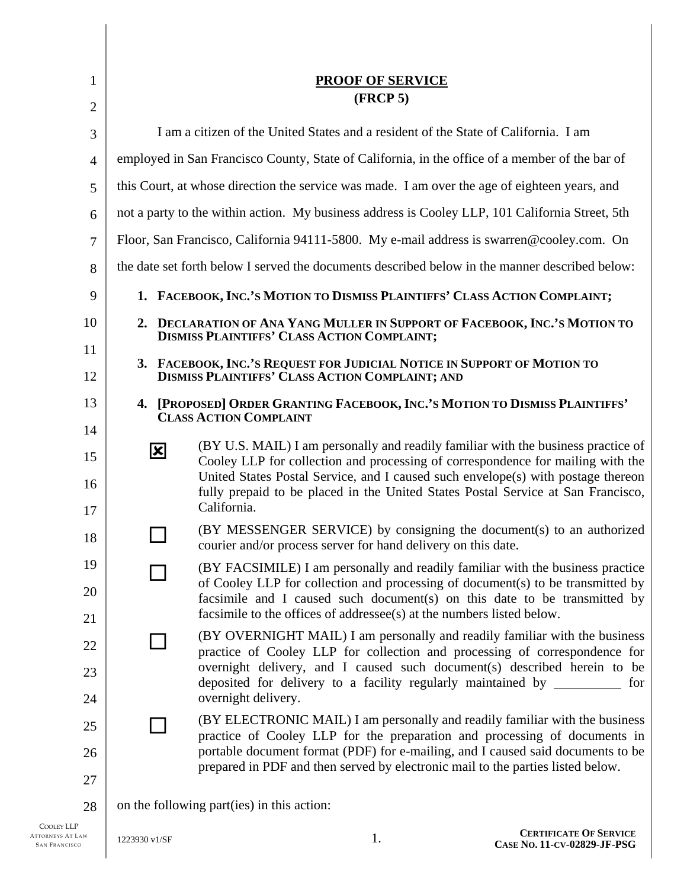## PROOF OF SERVICE
## (FRCP 5)

I am a citizen of the United States and a resident of the State of California. I am employed in San Francisco County, State of California, in the office of a member of the bar of this Court, at whose direction the service was made. I am over the age of eighteen years, and not a party to the within action. My business address is Cooley LLP, 101 California Street, 5th Floor, San Francisco, California 94111-5800. My e-mail address is swarren@cooley.com. On the date set forth below I served the documents described below in the manner described below:

1. **FACEBOOK, INC.'S MOTION TO DISMISS PLAINTIFFS' CLASS ACTION COMPLAINT;**
2. **DECLARATION OF ANA YANG MULLER IN SUPPORT OF FACEBOOK, INC.'S MOTION TO DISMISS PLAINTIFFS' CLASS ACTION COMPLAINT;**
3. **FACEBOOK, INC.'S REQUEST FOR JUDICIAL NOTICE IN SUPPORT OF MOTION TO DISMISS PLAINTIFFS' CLASS ACTION COMPLAINT; AND**
4. **[PROPOSED] ORDER GRANTING FACEBOOK, INC.'S MOTION TO DISMISS PLAINTIFFS' CLASS ACTION COMPLAINT**

☒ (BY U.S. MAIL) I am personally and readily familiar with the business practice of Cooley LLP for collection and processing of correspondence for mailing with the United States Postal Service, and I caused such envelope(s) with postage thereon fully prepaid to be placed in the United States Postal Service at San Francisco, California.

☐ (BY MESSENGER SERVICE) by consigning the document(s) to an authorized courier and/or process server for hand delivery on this date.

☐ (BY FACSIMILE) I am personally and readily familiar with the business practice of Cooley LLP for collection and processing of document(s) to be transmitted by facsimile and I caused such document(s) on this date to be transmitted by facsimile to the offices of addressee(s) at the numbers listed below.

☐ (BY OVERNIGHT MAIL) I am personally and readily familiar with the business practice of Cooley LLP for collection and processing of correspondence for overnight delivery, and I caused such document(s) described herein to be deposited for delivery to a facility regularly maintained by __________ for overnight delivery.

☐ (BY ELECTRONIC MAIL) I am personally and readily familiar with the business practice of Cooley LLP for the preparation and processing of documents in portable document format (PDF) for e-mailing, and I caused said documents to be prepared in PDF and then served by electronic mail to the parties listed below.

on the following part(ies) in this action: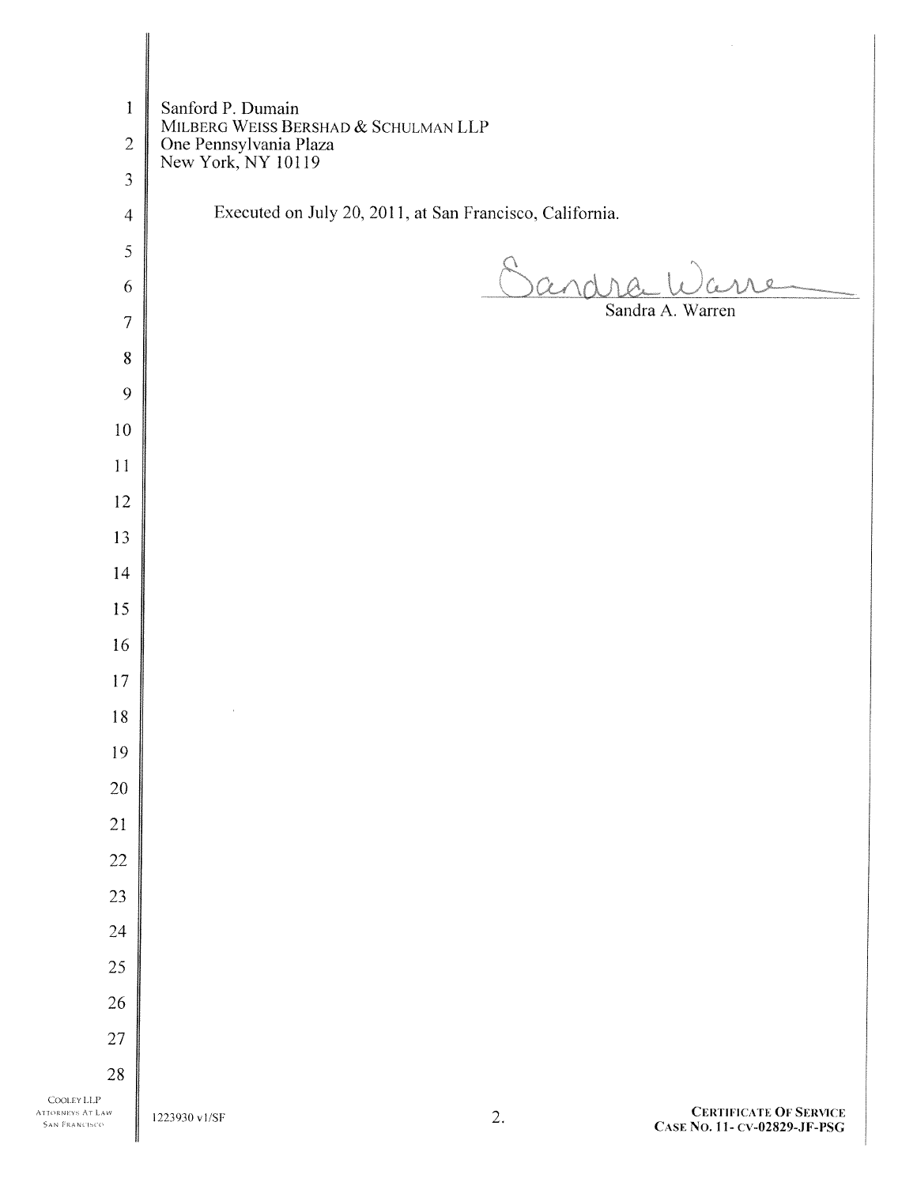Sanford P. Dumain
MILBERG WEISS BERSHAD & SCHULMAN LLP
One Pennsylvania Plaza
New York, NY 10119

Executed on July 20, 2011, at San Francisco, California.

Sandra A. Warren